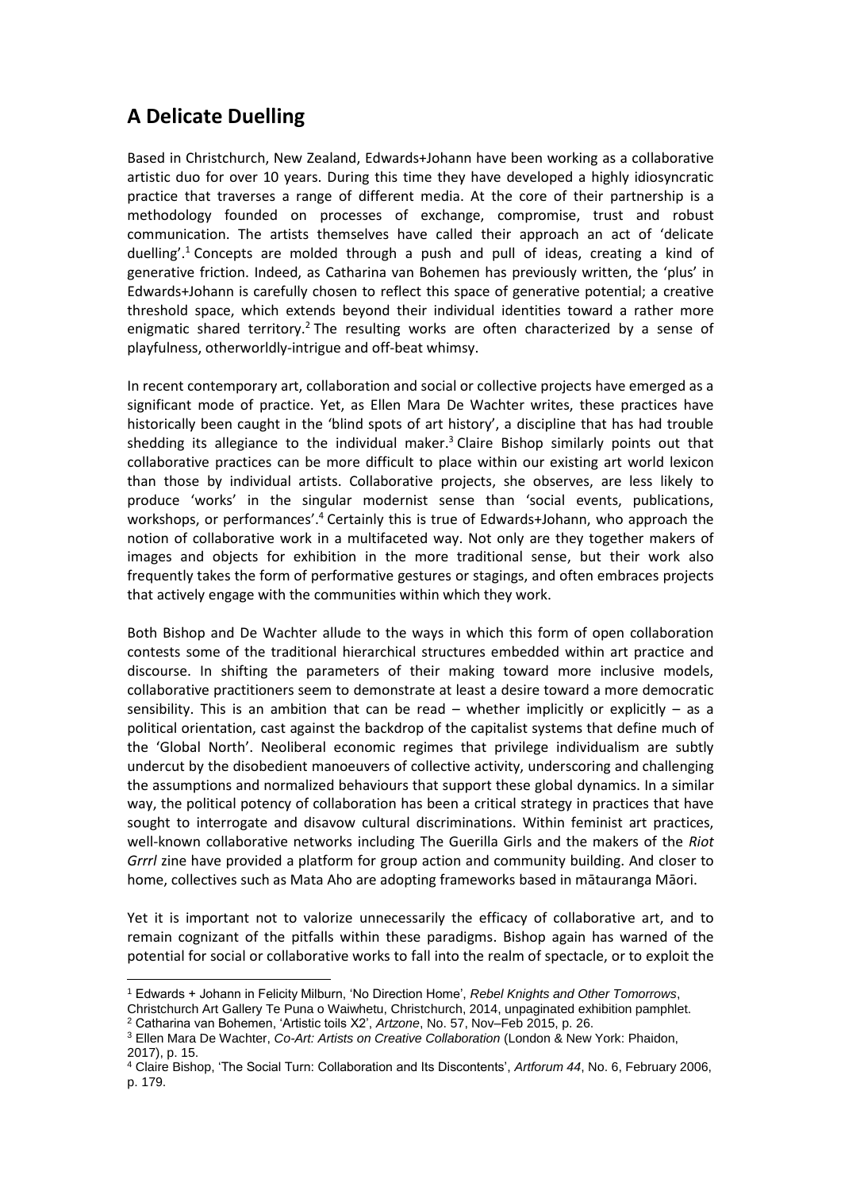## A Delicate Duelling

Based in Christchurch, New Zealand, Edwards+Johann have been working as a collaborative artistic duo for over 10 years. During this time they have developed a highly idiosyncratic practice that traverses a range of different media. At the core of their partnership is a methodology founded on processes of exchange, compromise, trust and robust communication. The artists themselves have called their approach an act of 'delicate duelling'.[1] Concepts are molded through a push and pull of ideas, creating a kind of generative friction. Indeed, as Catharina van Bohemen has previously written, the 'plus' in Edwards+Johann is carefully chosen to reflect this space of generative potential; a creative threshold space, which extends beyond their individual identities toward a rather more enigmatic shared territory.[2] The resulting works are often characterized by a sense of playfulness, otherworldly-intrigue and off-beat whimsy.

In recent contemporary art, collaboration and social or collective projects have emerged as a significant mode of practice. Yet, as Ellen Mara De Wachter writes, these practices have historically been caught in the 'blind spots of art history', a discipline that has had trouble shedding its allegiance to the individual maker.[3] Claire Bishop similarly points out that collaborative practices can be more difficult to place within our existing art world lexicon than those by individual artists. Collaborative projects, she observes, are less likely to produce 'works' in the singular modernist sense than 'social events, publications, workshops, or performances'.[4] Certainly this is true of Edwards+Johann, who approach the notion of collaborative work in a multifaceted way. Not only are they together makers of images and objects for exhibition in the more traditional sense, but their work also frequently takes the form of performative gestures or stagings, and often embraces projects that actively engage with the communities within which they work.

Both Bishop and De Wachter allude to the ways in which this form of open collaboration contests some of the traditional hierarchical structures embedded within art practice and discourse. In shifting the parameters of their making toward more inclusive models, collaborative practitioners seem to demonstrate at least a desire toward a more democratic sensibility. This is an ambition that can be read – whether implicitly or explicitly – as a political orientation, cast against the backdrop of the capitalist systems that define much of the 'Global North'. Neoliberal economic regimes that privilege individualism are subtly undercut by the disobedient manoeuvers of collective activity, underscoring and challenging the assumptions and normalized behaviours that support these global dynamics. In a similar way, the political potency of collaboration has been a critical strategy in practices that have sought to interrogate and disavow cultural discriminations. Within feminist art practices, well-known collaborative networks including The Guerilla Girls and the makers of the *Riot Grrrl* zine have provided a platform for group action and community building. And closer to home, collectives such as Mata Aho are adopting frameworks based in mātauranga Māori.

Yet it is important not to valorize unnecessarily the efficacy of collaborative art, and to remain cognizant of the pitfalls within these paradigms. Bishop again has warned of the potential for social or collaborative works to fall into the realm of spectacle, or to exploit the

---

[1] Edwards + Johann in Felicity Milburn, 'No Direction Home', *Rebel Knights and Other Tomorrows*, Christchurch Art Gallery Te Puna o Waiwhetu, Christchurch, 2014, unpaginated exhibition pamphlet.

[2] Catharina van Bohemen, 'Artistic toils X2', *Artzone*, No. 57, Nov–Feb 2015, p. 26.

[3] Ellen Mara De Wachter, *Co-Art: Artists on Creative Collaboration* (London & New York: Phaidon, 2017), p. 15.

[4] Claire Bishop, 'The Social Turn: Collaboration and Its Discontents', *Artforum 44*, No. 6, February 2006, p. 179.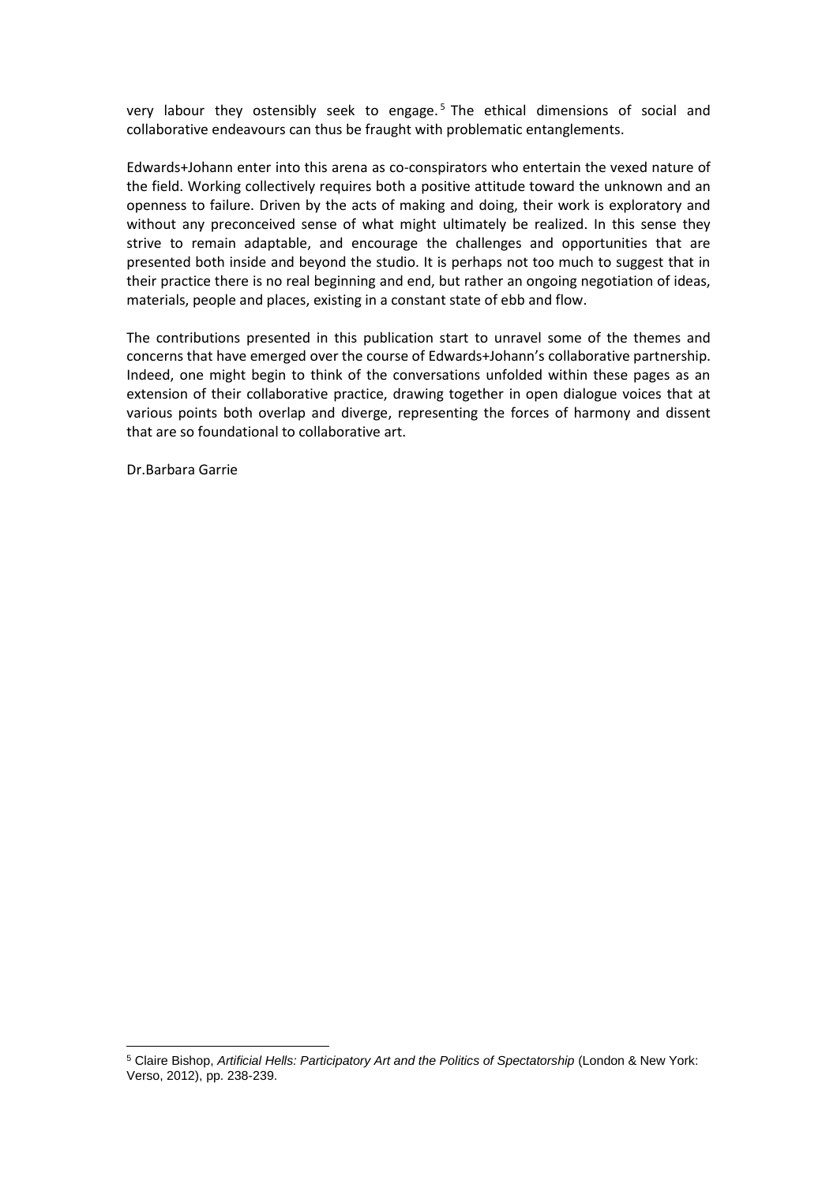very labour they ostensibly seek to engage.[5] The ethical dimensions of social and collaborative endeavours can thus be fraught with problematic entanglements.

Edwards+Johann enter into this arena as co-conspirators who entertain the vexed nature of the field. Working collectively requires both a positive attitude toward the unknown and an openness to failure. Driven by the acts of making and doing, their work is exploratory and without any preconceived sense of what might ultimately be realized. In this sense they strive to remain adaptable, and encourage the challenges and opportunities that are presented both inside and beyond the studio. It is perhaps not too much to suggest that in their practice there is no real beginning and end, but rather an ongoing negotiation of ideas, materials, people and places, existing in a constant state of ebb and flow.

The contributions presented in this publication start to unravel some of the themes and concerns that have emerged over the course of Edwards+Johann's collaborative partnership. Indeed, one might begin to think of the conversations unfolded within these pages as an extension of their collaborative practice, drawing together in open dialogue voices that at various points both overlap and diverge, representing the forces of harmony and dissent that are so foundational to collaborative art.

Dr.Barbara Garrie

---

[5] Claire Bishop, *Artificial Hells: Participatory Art and the Politics of Spectatorship* (London & New York: Verso, 2012), pp. 238-239.